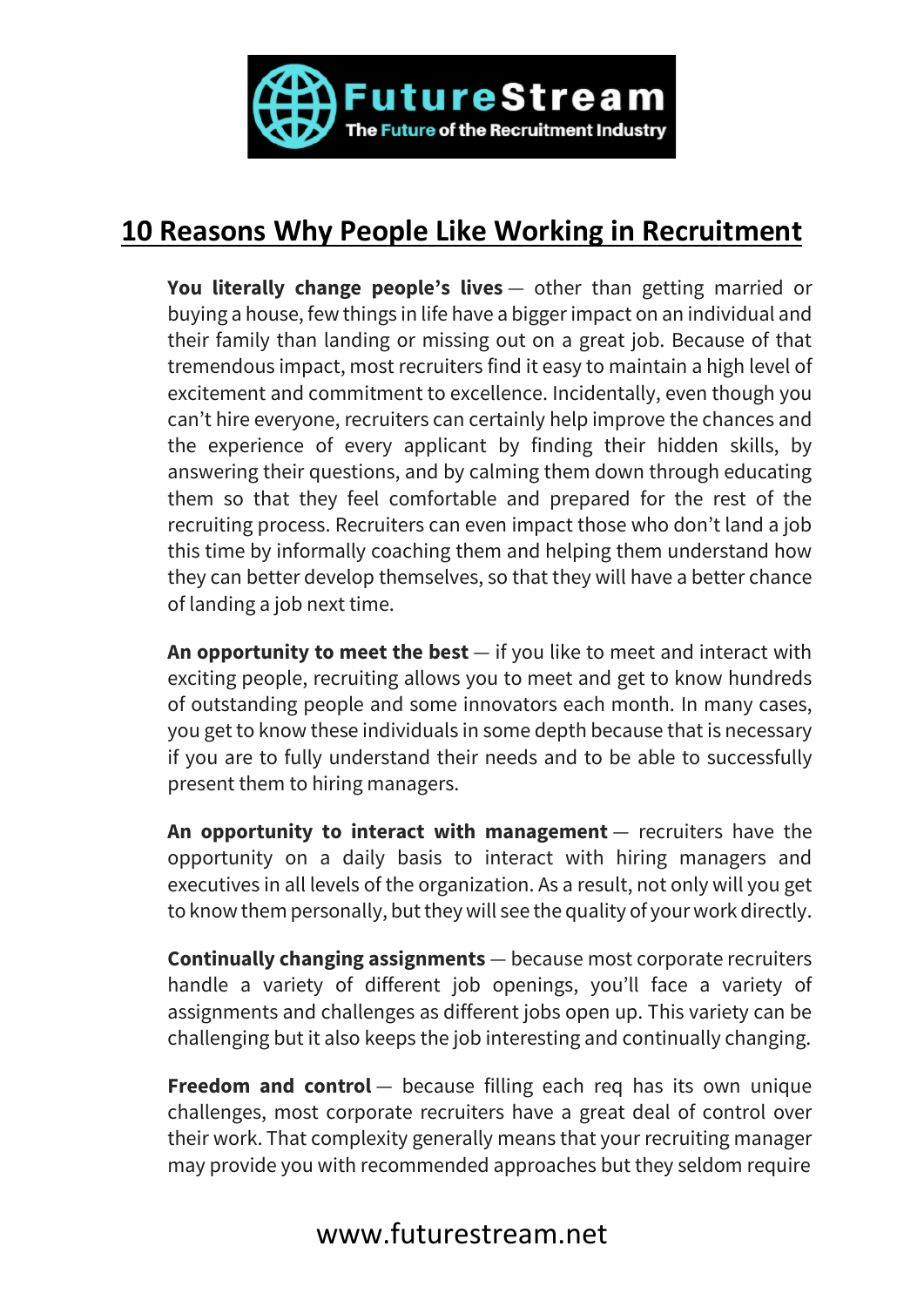## 10 Reasons Why People Like Working in Recruitment

**You literally change people's lives** — other than getting married or buying a house, few things in life have a bigger impact on an individual and their family than landing or missing out on a great job. Because of that tremendous impact, most recruiters find it easy to maintain a high level of excitement and commitment to excellence. Incidentally, even though you can't hire everyone, recruiters can certainly help improve the chances and the experience of every applicant by finding their hidden skills, by answering their questions, and by calming them down through educating them so that they feel comfortable and prepared for the rest of the recruiting process. Recruiters can even impact those who don't land a job this time by informally coaching them and helping them understand how they can better develop themselves, so that they will have a better chance of landing a job next time.

**An opportunity to meet the best** — if you like to meet and interact with exciting people, recruiting allows you to meet and get to know hundreds of outstanding people and some innovators each month. In many cases, you get to know these individuals in some depth because that is necessary if you are to fully understand their needs and to be able to successfully present them to hiring managers.

**An opportunity to interact with management** — recruiters have the opportunity on a daily basis to interact with hiring managers and executives in all levels of the organization. As a result, not only will you get to know them personally, but they will see the quality of your work directly.

**Continually changing assignments** — because most corporate recruiters handle a variety of different job openings, you'll face a variety of assignments and challenges as different jobs open up. This variety can be challenging but it also keeps the job interesting and continually changing.

**Freedom and control** — because filling each req has its own unique challenges, most corporate recruiters have a great deal of control over their work. That complexity generally means that your recruiting manager may provide you with recommended approaches but they seldom require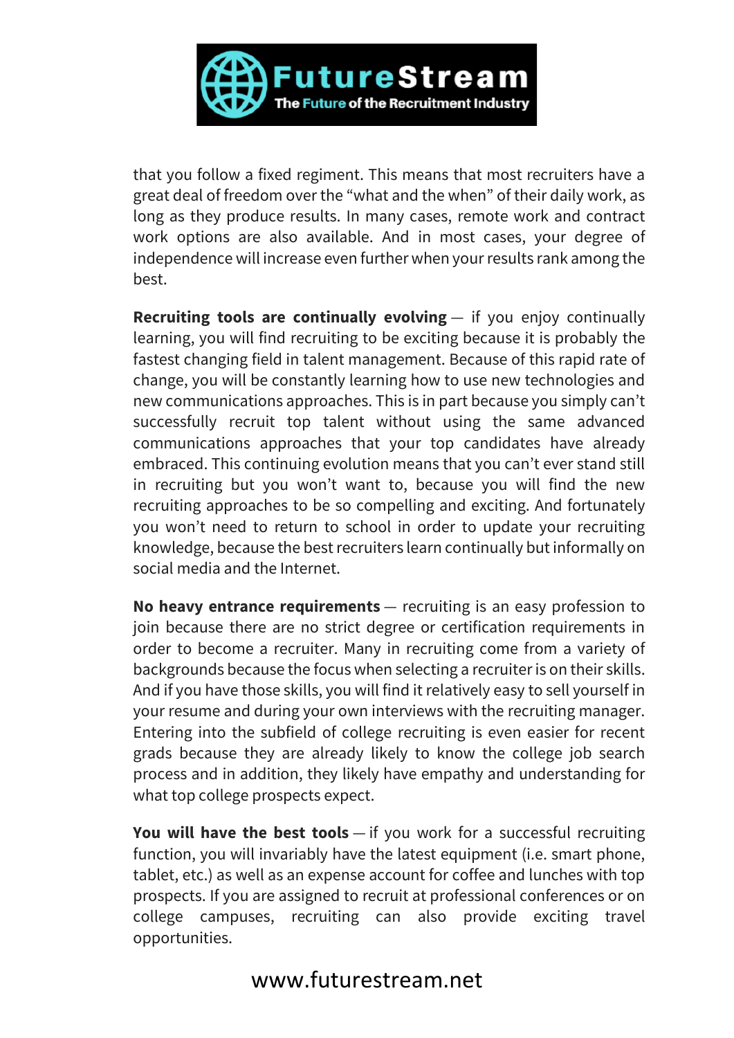that you follow a fixed regiment. This means that most recruiters have a great deal of freedom over the "what and the when" of their daily work, as long as they produce results. In many cases, remote work and contract work options are also available. And in most cases, your degree of independence will increase even further when your results rank among the best.

**Recruiting tools are continually evolving** — if you enjoy continually learning, you will find recruiting to be exciting because it is probably the fastest changing field in talent management. Because of this rapid rate of change, you will be constantly learning how to use new technologies and new communications approaches. This is in part because you simply can't successfully recruit top talent without using the same advanced communications approaches that your top candidates have already embraced. This continuing evolution means that you can't ever stand still in recruiting but you won't want to, because you will find the new recruiting approaches to be so compelling and exciting. And fortunately you won't need to return to school in order to update your recruiting knowledge, because the best recruiters learn continually but informally on social media and the Internet.

**No heavy entrance requirements** — recruiting is an easy profession to join because there are no strict degree or certification requirements in order to become a recruiter. Many in recruiting come from a variety of backgrounds because the focus when selecting a recruiter is on their skills. And if you have those skills, you will find it relatively easy to sell yourself in your resume and during your own interviews with the recruiting manager. Entering into the subfield of college recruiting is even easier for recent grads because they are already likely to know the college job search process and in addition, they likely have empathy and understanding for what top college prospects expect.

**You will have the best tools** — if you work for a successful recruiting function, you will invariably have the latest equipment (i.e. smart phone, tablet, etc.) as well as an expense account for coffee and lunches with top prospects. If you are assigned to recruit at professional conferences or on college campuses, recruiting can also provide exciting travel opportunities.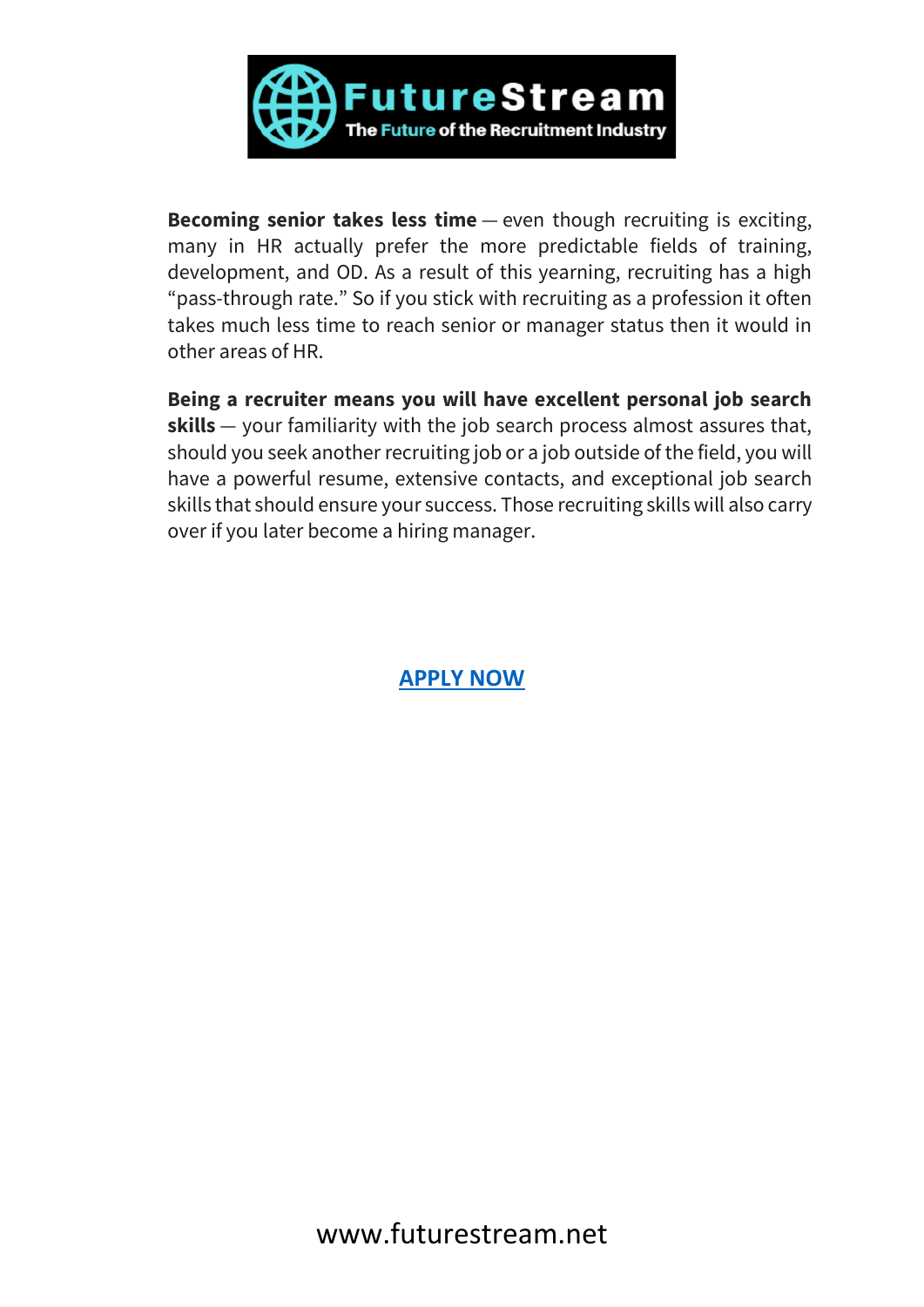**Becoming senior takes less time** — even though recruiting is exciting, many in HR actually prefer the more predictable fields of training, development, and OD. As a result of this yearning, recruiting has a high "pass-through rate." So if you stick with recruiting as a profession it often takes much less time to reach senior or manager status then it would in other areas of HR.

**Being a recruiter means you will have excellent personal job search skills** — your familiarity with the job search process almost assures that, should you seek another recruiting job or a job outside of the field, you will have a powerful resume, extensive contacts, and exceptional job search skills that should ensure your success. Those recruiting skills will also carry over if you later become a hiring manager.

**APPLY NOW**